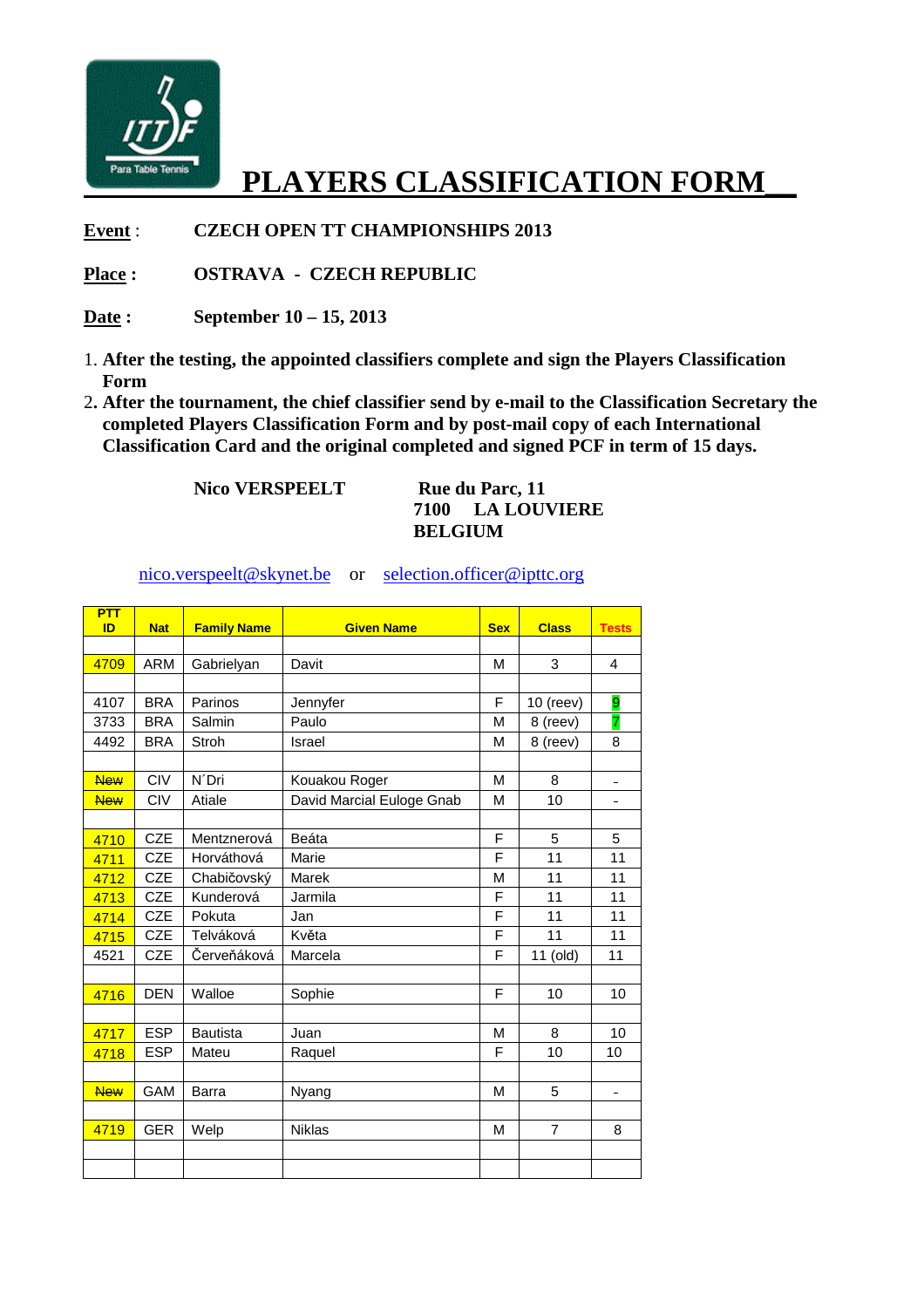# PLAYERS CLASSIFICATION FORM

**Event** : **CZECH OPEN TT CHAMPIONSHIPS 2013**

**Place :** **OSTRAVA - CZECH REPUBLIC**

**Date :** **September 10 – 15, 2013**

1. **After the testing, the appointed classifiers complete and sign the Players Classification Form**
2. **After the tournament, the chief classifier send by e-mail to the Classification Secretary the completed Players Classification Form and by post-mail copy of each International Classification Card and the original completed and signed PCF in term of 15 days.**

**Nico VERSPEELT** **Rue du Parc, 11**
**7100 LA LOUVIERE**
**BELGIUM**

nico.verspeelt@skynet.be or selection.officer@ipttc.org

| PTT ID | Nat | Family Name | Given Name | Sex | Class | Tests |
|---|---|---|---|---|---|---|
| | | | | | | |
| 4709 | ARM | Gabrielyan | Davit | M | 3 | 4 |
| | | | | | | |
| 4107 | BRA | Parinos | Jennyfer | F | 10 (reev) | 9 |
| 3733 | BRA | Salmin | Paulo | M | 8 (reev) | 7 |
| 4492 | BRA | Stroh | Israel | M | 8 (reev) | 8 |
| | | | | | | |
| New | CIV | N´Dri | Kouakou Roger | M | 8 | - |
| New | CIV | Atiale | David Marcial Euloge Gnab | M | 10 | - |
| | | | | | | |
| 4710 | CZE | Mentznerová | Beáta | F | 5 | 5 |
| 4711 | CZE | Horváthová | Marie | F | 11 | 11 |
| 4712 | CZE | Chabičovský | Marek | M | 11 | 11 |
| 4713 | CZE | Kunderová | Jarmila | F | 11 | 11 |
| 4714 | CZE | Pokuta | Jan | F | 11 | 11 |
| 4715 | CZE | Telváková | Květa | F | 11 | 11 |
| 4521 | CZE | Červeňáková | Marcela | F | 11 (old) | 11 |
| | | | | | | |
| 4716 | DEN | Walloe | Sophie | F | 10 | 10 |
| | | | | | | |
| 4717 | ESP | Bautista | Juan | M | 8 | 10 |
| 4718 | ESP | Mateu | Raquel | F | 10 | 10 |
| | | | | | | |
| New | GAM | Barra | Nyang | M | 5 | - |
| | | | | | | |
| 4719 | GER | Welp | Niklas | M | 7 | 8 |
| | | | | | | |
| | | | | | | |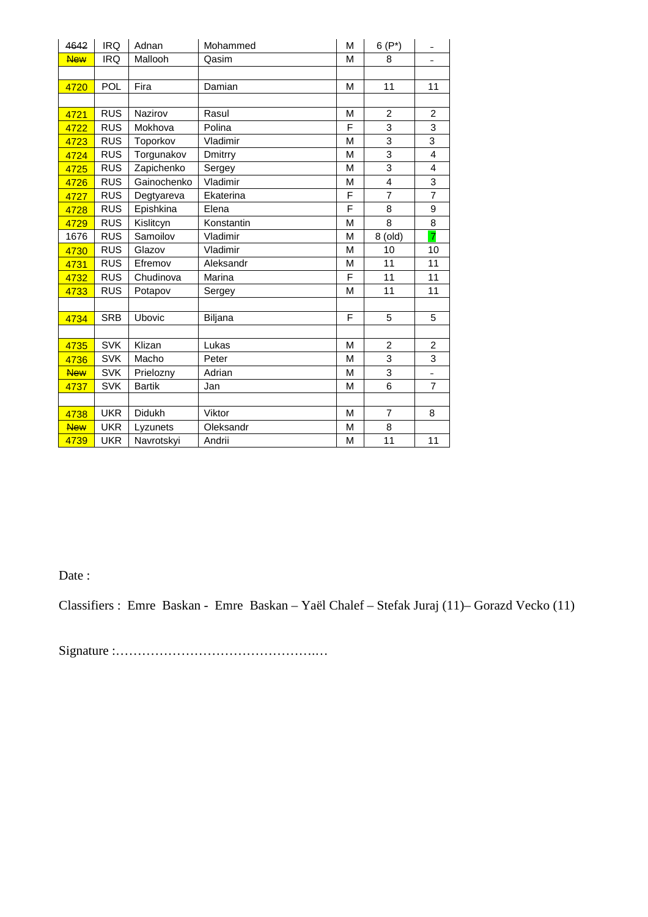| | | | | | | |
|---|---|---|---|---|---|---|
| ~~4642~~ | IRQ | Adnan | Mohammed | M | 6 (P*) | - |
| ~~New~~ | IRQ | Mallooh | Qasim | M | 8 | - |
| | | | | | | |
| 4720 | POL | Fira | Damian | M | 11 | 11 |
| | | | | | | |
| 4721 | RUS | Nazirov | Rasul | M | 2 | 2 |
| 4722 | RUS | Mokhova | Polina | F | 3 | 3 |
| 4723 | RUS | Toporkov | Vladimir | M | 3 | 3 |
| 4724 | RUS | Torgunakov | Dmitrry | M | 3 | 4 |
| 4725 | RUS | Zapichenko | Sergey | M | 3 | 4 |
| 4726 | RUS | Gainochenko | Vladimir | M | 4 | 3 |
| 4727 | RUS | Degtyareva | Ekaterina | F | 7 | 7 |
| 4728 | RUS | Epishkina | Elena | F | 8 | 9 |
| 4729 | RUS | Kislitcyn | Konstantin | M | 8 | 8 |
| 1676 | RUS | Samoilov | Vladimir | M | 8 (old) | 7 |
| 4730 | RUS | Glazov | Vladimir | M | 10 | 10 |
| 4731 | RUS | Efremov | Aleksandr | M | 11 | 11 |
| 4732 | RUS | Chudinova | Marina | F | 11 | 11 |
| 4733 | RUS | Potapov | Sergey | M | 11 | 11 |
| | | | | | | |
| 4734 | SRB | Ubovic | Biljana | F | 5 | 5 |
| | | | | | | |
| 4735 | SVK | Klizan | Lukas | M | 2 | 2 |
| 4736 | SVK | Macho | Peter | M | 3 | 3 |
| ~~New~~ | SVK | Prielozny | Adrian | M | 3 | - |
| 4737 | SVK | Bartik | Jan | M | 6 | 7 |
| | | | | | | |
| 4738 | UKR | Didukh | Viktor | M | 7 | 8 |
| ~~New~~ | UKR | Lyzunets | Oleksandr | M | 8 | |
| 4739 | UKR | Navrotskyi | Andrii | M | 11 | 11 |

Date :

Classifiers : Emre Baskan - Emre Baskan – Yaël Chalef – Stefak Juraj (11)– Gorazd Vecko (11)

Signature :……………………………………..…